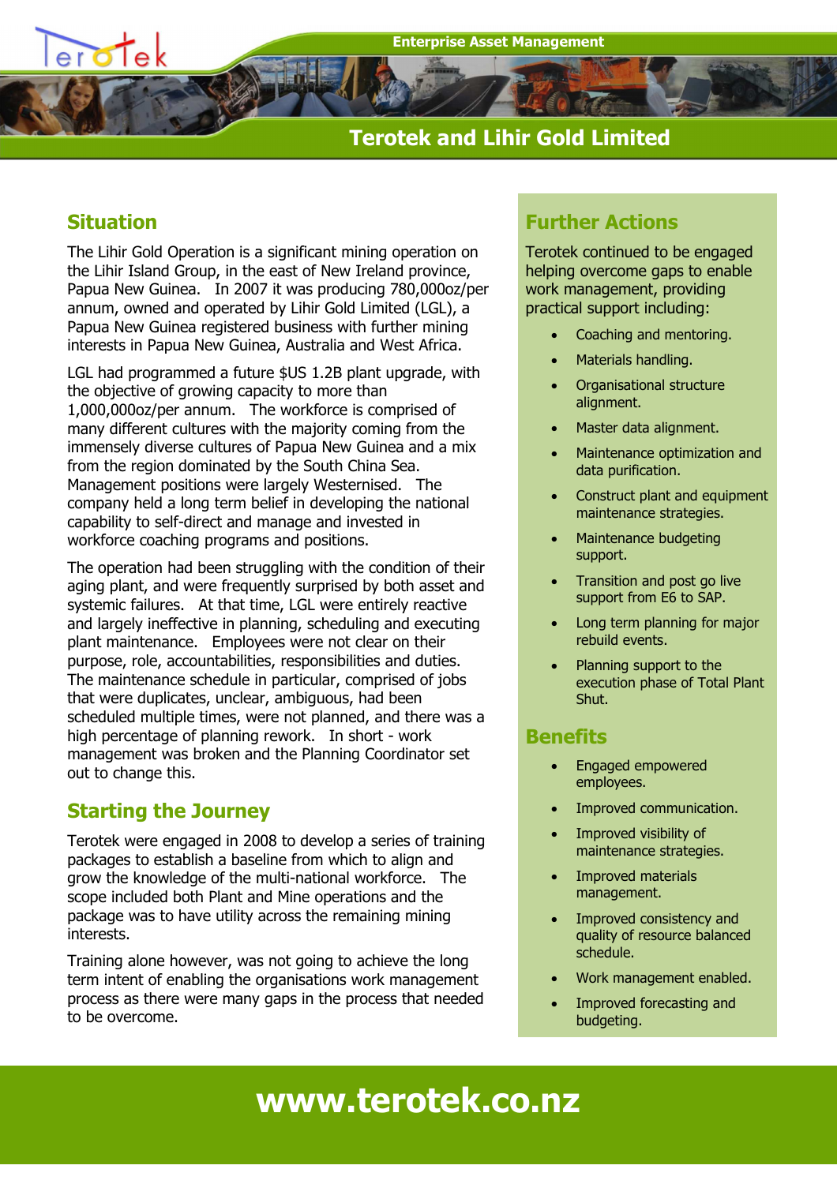Enterprise Asset Management

# Terotek and Lihir Gold Limited

## Situation

The Lihir Gold Operation is a significant mining operation on the Lihir Island Group, in the east of New Ireland province, Papua New Guinea. In 2007 it was producing 780,000oz/per annum, owned and operated by Lihir Gold Limited (LGL), a Papua New Guinea registered business with further mining interests in Papua New Guinea, Australia and West Africa.

LGL had programmed a future $US 1.2B plant upgrade, with the objective of growing capacity to more than 1,000,000oz/per annum. The workforce is comprised of many different cultures with the majority coming from the immensely diverse cultures of Papua New Guinea and a mix from the region dominated by the South China Sea. Management positions were largely Westernised. The company held a long term belief in developing the national capability to self-direct and manage and invested in workforce coaching programs and positions.

The operation had been struggling with the condition of their aging plant, and were frequently surprised by both asset and systemic failures. At that time, LGL were entirely reactive and largely ineffective in planning, scheduling and executing plant maintenance. Employees were not clear on their purpose, role, accountabilities, responsibilities and duties. The maintenance schedule in particular, comprised of jobs that were duplicates, unclear, ambiguous, had been scheduled multiple times, were not planned, and there was a high percentage of planning rework. In short - work management was broken and the Planning Coordinator set out to change this.

## Starting the Journey

Terotek were engaged in 2008 to develop a series of training packages to establish a baseline from which to align and grow the knowledge of the multi-national workforce. The scope included both Plant and Mine operations and the package was to have utility across the remaining mining interests.

Training alone however, was not going to achieve the long term intent of enabling the organisations work management process as there were many gaps in the process that needed to be overcome.

## Further Actions

Terotek continued to be engaged helping overcome gaps to enable work management, providing practical support including:

- Coaching and mentoring.
- Materials handling.
- Organisational structure alignment.
- Master data alignment.
- Maintenance optimization and data purification.
- Construct plant and equipment maintenance strategies.
- Maintenance budgeting support.
- Transition and post go live support from E6 to SAP.
- Long term planning for major rebuild events.
- Planning support to the execution phase of Total Plant Shut.

## Benefits

- Engaged empowered employees.
- Improved communication.
- Improved visibility of maintenance strategies.
- Improved materials management.
- Improved consistency and quality of resource balanced schedule.
- Work management enabled.
- Improved forecasting and budgeting.

**www.terotek.co.nz**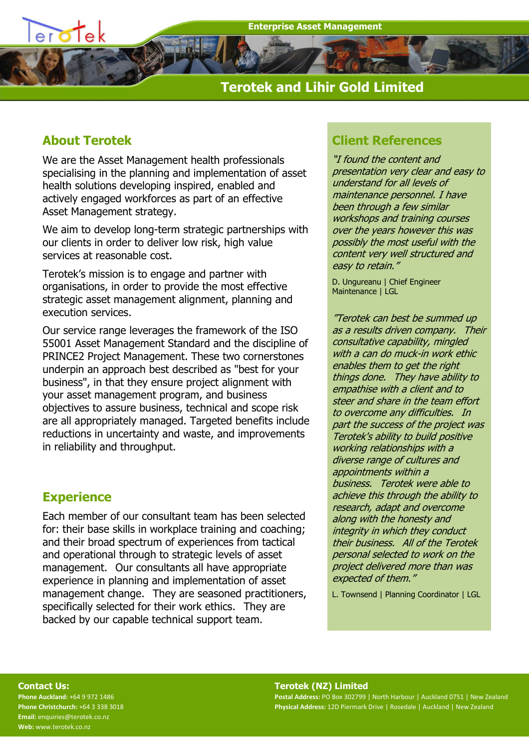Enterprise Asset Management

# Terotek and Lihir Gold Limited

## About Terotek

We are the Asset Management health professionals specialising in the planning and implementation of asset health solutions developing inspired, enabled and actively engaged workforces as part of an effective Asset Management strategy.

We aim to develop long-term strategic partnerships with our clients in order to deliver low risk, high value services at reasonable cost.

Terotek's mission is to engage and partner with organisations, in order to provide the most effective strategic asset management alignment, planning and execution services.

Our service range leverages the framework of the ISO 55001 Asset Management Standard and the discipline of PRINCE2 Project Management. These two cornerstones underpin an approach best described as "best for your business", in that they ensure project alignment with your asset management program, and business objectives to assure business, technical and scope risk are all appropriately managed. Targeted benefits include reductions in uncertainty and waste, and improvements in reliability and throughput.

## Experience

Each member of our consultant team has been selected for: their base skills in workplace training and coaching; and their broad spectrum of experiences from tactical and operational through to strategic levels of asset management. Our consultants all have appropriate experience in planning and implementation of asset management change. They are seasoned practitioners, specifically selected for their work ethics. They are backed by our capable technical support team.

## Client References

*"I found the content and presentation very clear and easy to understand for all levels of maintenance personnel. I have been through a few similar workshops and training courses over the years however this was possibly the most useful with the content very well structured and easy to retain."*

D. Ungureanu | Chief Engineer Maintenance | LGL

*"Terotek can best be summed up as a results driven company. Their consultative capability, mingled with a can do muck-in work ethic enables them to get the right things done. They have ability to empathise with a client and to steer and share in the team effort to overcome any difficulties. In part the success of the project was Terotek's ability to build positive working relationships with a diverse range of cultures and appointments within a business. Terotek were able to achieve this through the ability to research, adapt and overcome along with the honesty and integrity in which they conduct their business. All of the Terotek personal selected to work on the project delivered more than was expected of them."*

L. Townsend | Planning Coordinator | LGL

**Contact Us:**
**Phone Auckland:** +64 9 972 1486
**Phone Christchurch:** +64 3 338 3018
**Email:** enquiries@terotek.co.nz
**Web:** www.terotek.co.nz

**Terotek (NZ) Limited**
**Postal Address:** PO Box 302799 | North Harbour | Auckland 0751 | New Zealand
**Physical Address:** 12D Piermark Drive | Rosedale | Auckland | New Zealand